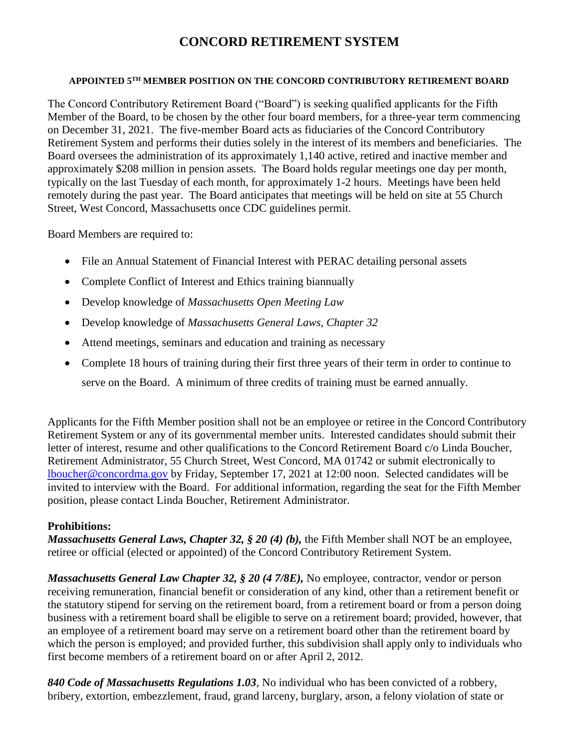# CONCORD RETIREMENT SYSTEM

#### APPOINTED 5TH MEMBER POSITION ON THE CONCORD CONTRIBUTORY RETIREMENT BOARD

The Concord Contributory Retirement Board ("Board") is seeking qualified applicants for the Fifth Member of the Board, to be chosen by the other four board members, for a three-year term commencing on December 31, 2021. The five-member Board acts as fiduciaries of the Concord Contributory Retirement System and performs their duties solely in the interest of its members and beneficiaries. The Board oversees the administration of its approximately 1,140 active, retired and inactive member and approximately $208 million in pension assets. The Board holds regular meetings one day per month, typically on the last Tuesday of each month, for approximately 1-2 hours. Meetings have been held remotely during the past year. The Board anticipates that meetings will be held on site at 55 Church Street, West Concord, Massachusetts once CDC guidelines permit.

Board Members are required to:

- File an Annual Statement of Financial Interest with PERAC detailing personal assets
- Complete Conflict of Interest and Ethics training biannually
- Develop knowledge of *Massachusetts Open Meeting Law*
- Develop knowledge of *Massachusetts General Laws, Chapter 32*
- Attend meetings, seminars and education and training as necessary
- Complete 18 hours of training during their first three years of their term in order to continue to serve on the Board. A minimum of three credits of training must be earned annually.

Applicants for the Fifth Member position shall not be an employee or retiree in the Concord Contributory Retirement System or any of its governmental member units. Interested candidates should submit their letter of interest, resume and other qualifications to the Concord Retirement Board c/o Linda Boucher, Retirement Administrator, 55 Church Street, West Concord, MA 01742 or submit electronically to lboucher@concordma.gov by Friday, September 17, 2021 at 12:00 noon. Selected candidates will be invited to interview with the Board. For additional information, regarding the seat for the Fifth Member position, please contact Linda Boucher, Retirement Administrator.

**Prohibitions:**

***Massachusetts General Laws, Chapter 32, § 20 (4) (b),*** the Fifth Member shall NOT be an employee, retiree or official (elected or appointed) of the Concord Contributory Retirement System.

***Massachusetts General Law Chapter 32, § 20 (4 7/8E),*** No employee, contractor, vendor or person receiving remuneration, financial benefit or consideration of any kind, other than a retirement benefit or the statutory stipend for serving on the retirement board, from a retirement board or from a person doing business with a retirement board shall be eligible to serve on a retirement board; provided, however, that an employee of a retirement board may serve on a retirement board other than the retirement board by which the person is employed; and provided further, this subdivision shall apply only to individuals who first become members of a retirement board on or after April 2, 2012.

***840 Code of Massachusetts Regulations 1.03***, No individual who has been convicted of a robbery, bribery, extortion, embezzlement, fraud, grand larceny, burglary, arson, a felony violation of state or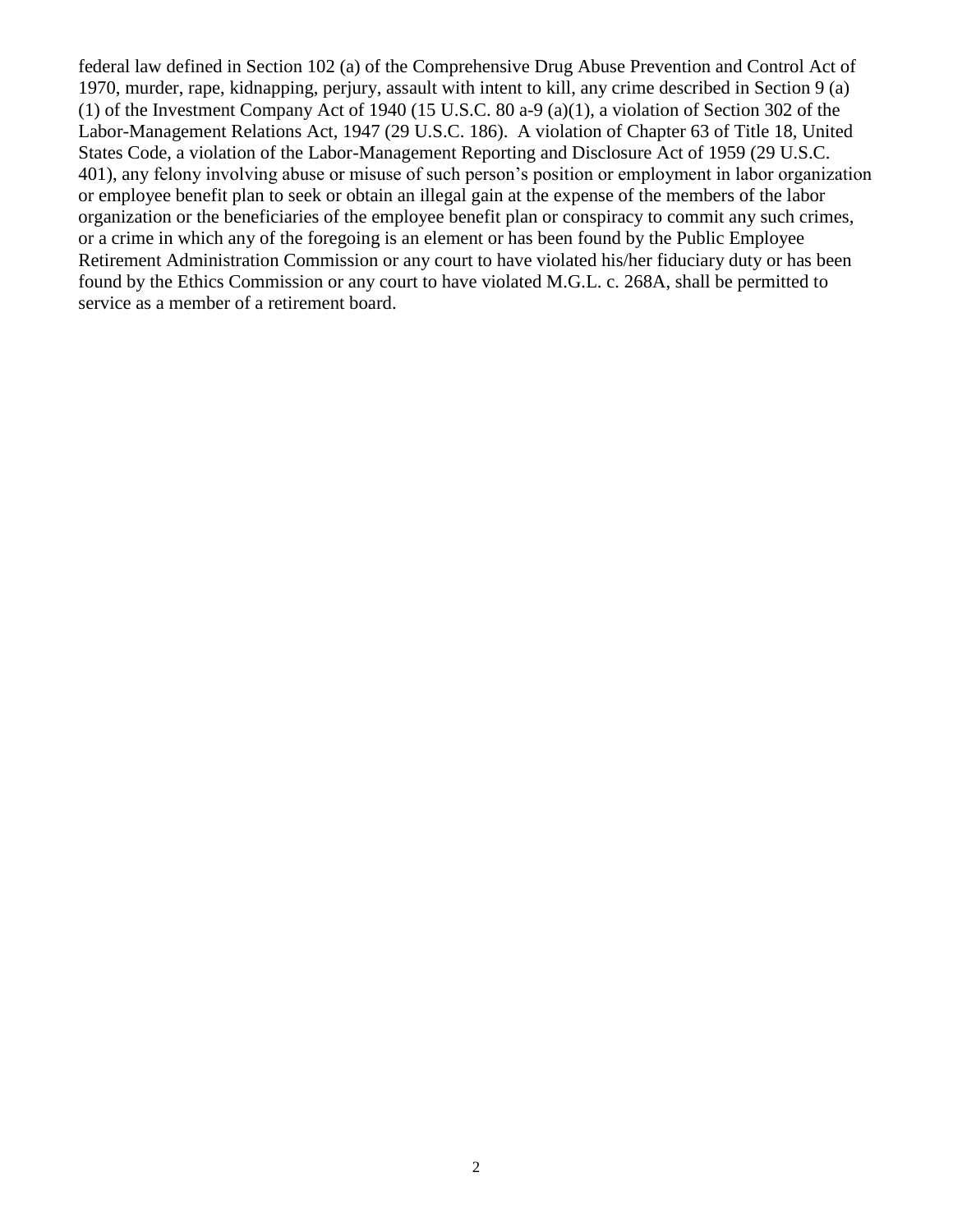federal law defined in Section 102 (a) of the Comprehensive Drug Abuse Prevention and Control Act of 1970, murder, rape, kidnapping, perjury, assault with intent to kill, any crime described in Section 9 (a) (1) of the Investment Company Act of 1940 (15 U.S.C. 80 a-9 (a)(1), a violation of Section 302 of the Labor-Management Relations Act, 1947 (29 U.S.C. 186). A violation of Chapter 63 of Title 18, United States Code, a violation of the Labor-Management Reporting and Disclosure Act of 1959 (29 U.S.C. 401), any felony involving abuse or misuse of such person's position or employment in labor organization or employee benefit plan to seek or obtain an illegal gain at the expense of the members of the labor organization or the beneficiaries of the employee benefit plan or conspiracy to commit any such crimes, or a crime in which any of the foregoing is an element or has been found by the Public Employee Retirement Administration Commission or any court to have violated his/her fiduciary duty or has been found by the Ethics Commission or any court to have violated M.G.L. c. 268A, shall be permitted to service as a member of a retirement board.